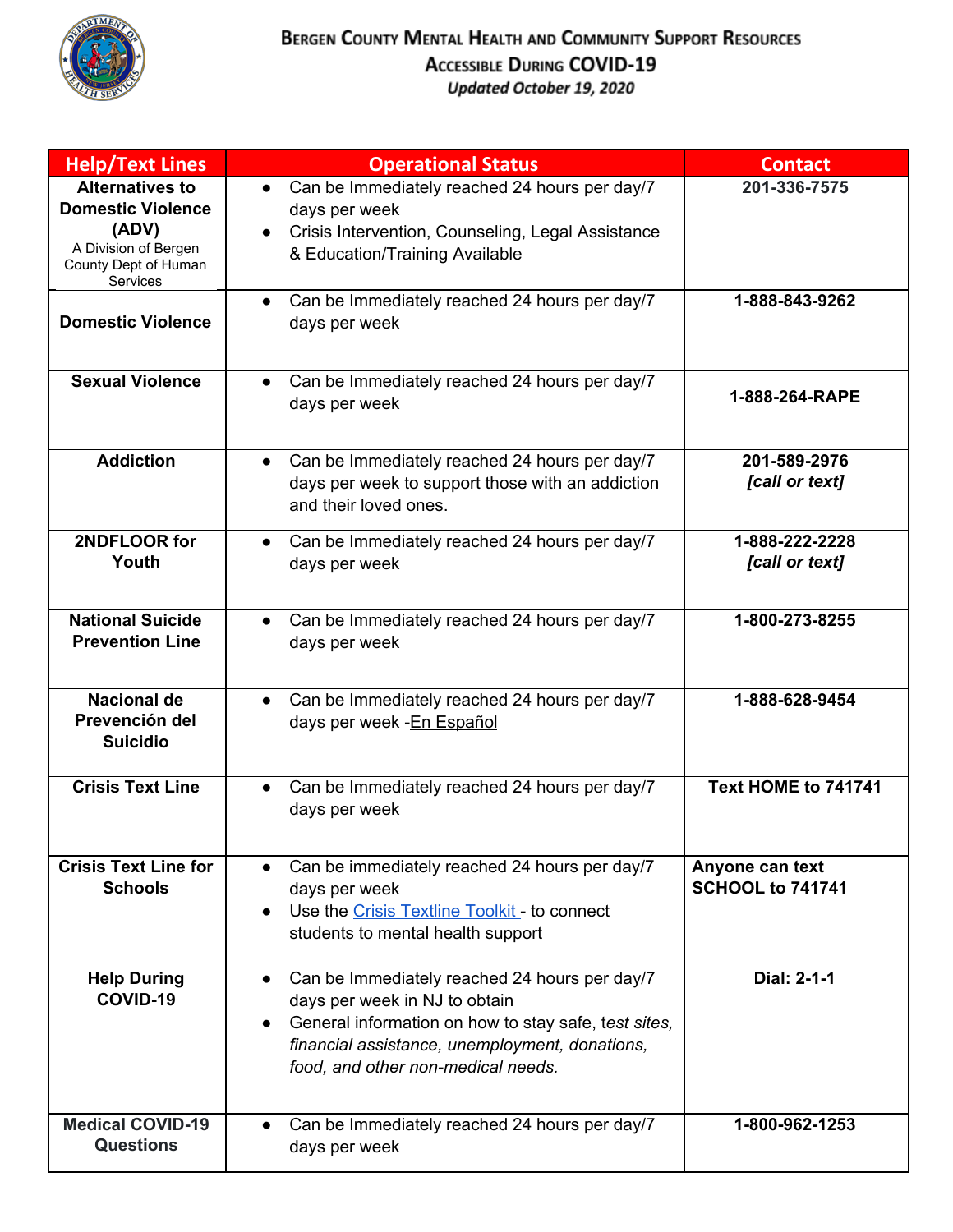# Bergen County Mental Health and Community Support Resources Accessible During COVID-19

*Updated October 19, 2020*

| Help/Text Lines | Operational Status | Contact |
|---|---|---|
| **Alternatives to Domestic Violence (ADV)** A Division of Bergen County Dept of Human Services | • Can be Immediately reached 24 hours per day/7 days per week<br>• Crisis Intervention, Counseling, Legal Assistance & Education/Training Available | **201-336-7575** |
| **Domestic Violence** | • Can be Immediately reached 24 hours per day/7 days per week | **1-888-843-9262** |
| **Sexual Violence** | • Can be Immediately reached 24 hours per day/7 days per week | **1-888-264-RAPE** |
| **Addiction** | • Can be Immediately reached 24 hours per day/7 days per week to support those with an addiction and their loved ones. | **201-589-2976** ***[call or text]*** |
| **2NDFLOOR for Youth** | • Can be Immediately reached 24 hours per day/7 days per week | **1-888-222-2228** ***[call or text]*** |
| **National Suicide Prevention Line** | • Can be Immediately reached 24 hours per day/7 days per week | **1-800-273-8255** |
| **Nacional de Prevención del Suicidio** | • Can be Immediately reached 24 hours per day/7 days per week -En Español | **1-888-628-9454** |
| **Crisis Text Line** | • Can be Immediately reached 24 hours per day/7 days per week | **Text HOME to 741741** |
| **Crisis Text Line for Schools** | • Can be immediately reached 24 hours per day/7 days per week<br>• Use the Crisis Textline Toolkit - to connect students to mental health support | **Anyone can text SCHOOL to 741741** |
| **Help During COVID-19** | • Can be Immediately reached 24 hours per day/7 days per week in NJ to obtain<br>• General information on how to stay safe, *test sites, financial assistance, unemployment, donations, food, and other non-medical needs.* | **Dial: 2-1-1** |
| **Medical COVID-19 Questions** | • Can be Immediately reached 24 hours per day/7 days per week | **1-800-962-1253** |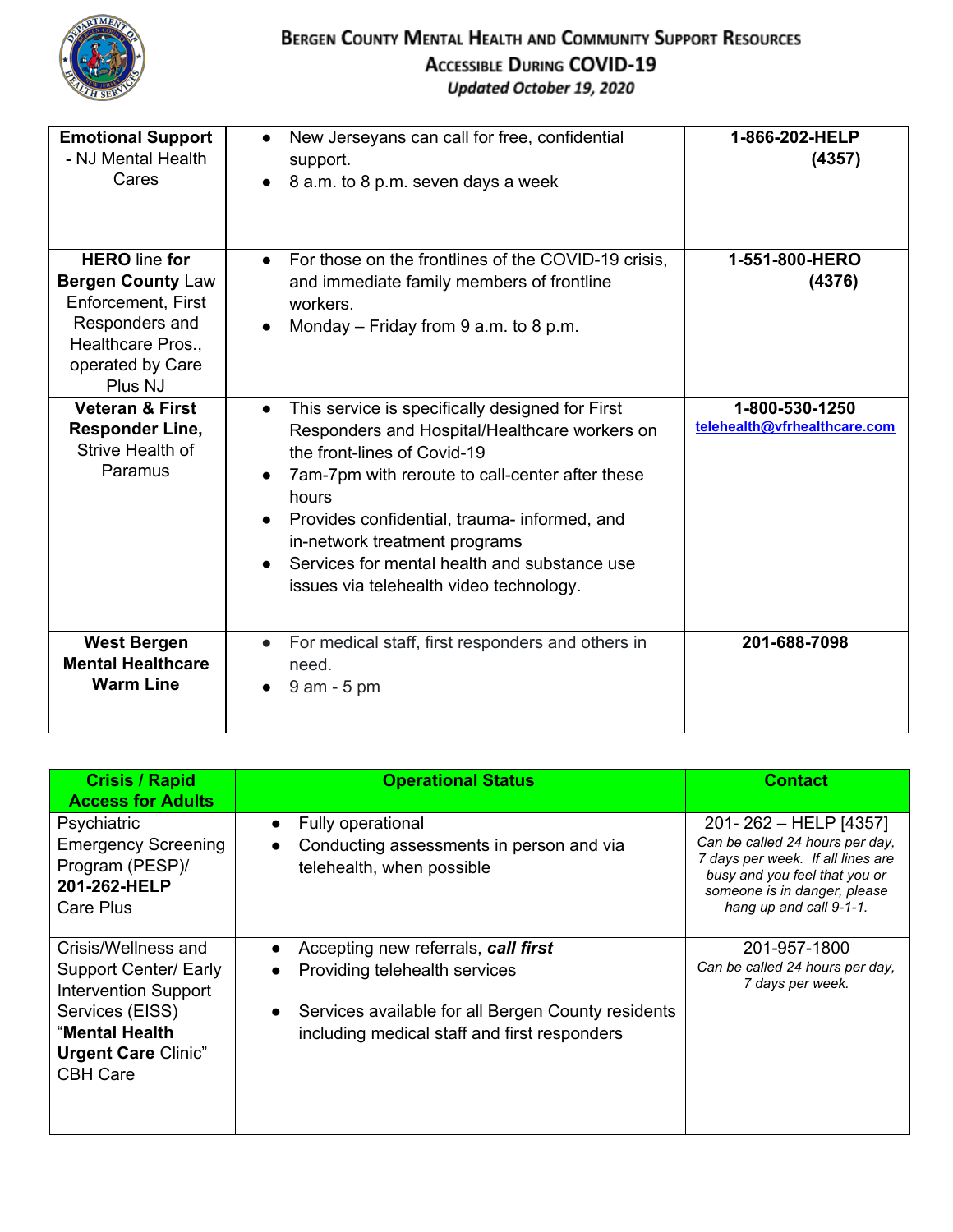# Bergen County Mental Health and Community Support Resources Accessible During COVID-19

*Updated October 19, 2020*

| | | |
|---|---|---|
| **Emotional Support** - NJ Mental Health Cares | • New Jerseyans can call for free, confidential support.<br>• 8 a.m. to 8 p.m. seven days a week | **1-866-202-HELP (4357)** |
| **HERO** line **for Bergen County** Law Enforcement, First Responders and Healthcare Pros., operated by Care Plus NJ | • For those on the frontlines of the COVID-19 crisis, and immediate family members of frontline workers.<br>• Monday – Friday from 9 a.m. to 8 p.m. | **1-551-800-HERO (4376)** |
| **Veteran & First Responder Line,** Strive Health of Paramus | • This service is specifically designed for First Responders and Hospital/Healthcare workers on the front-lines of Covid-19<br>• 7am-7pm with reroute to call-center after these hours<br>• Provides confidential, trauma- informed, and in-network treatment programs<br>• Services for mental health and substance use issues via telehealth video technology. | **1-800-530-1250**<br>**telehealth@vfrhealthcare.com** |
| **West Bergen Mental Healthcare Warm Line** | • For medical staff, first responders and others in need.<br>• 9 am - 5 pm | **201-688-7098** |

| **Crisis / Rapid Access for Adults** | **Operational Status** | **Contact** |
|---|---|---|
| Psychiatric Emergency Screening Program (PESP)/ **201-262-HELP** Care Plus | • Fully operational<br>• Conducting assessments in person and via telehealth, when possible | 201- 262 – HELP [4357]<br>*Can be called 24 hours per day, 7 days per week. If all lines are busy and you feel that you or someone is in danger, please hang up and call 9-1-1.* |
| Crisis/Wellness and Support Center/ Early Intervention Support Services (EISS) "**Mental Health Urgent Care** Clinic" CBH Care | • Accepting new referrals, ***call first***<br>• Providing telehealth services<br>• Services available for all Bergen County residents including medical staff and first responders | 201-957-1800<br>*Can be called 24 hours per day, 7 days per week.* |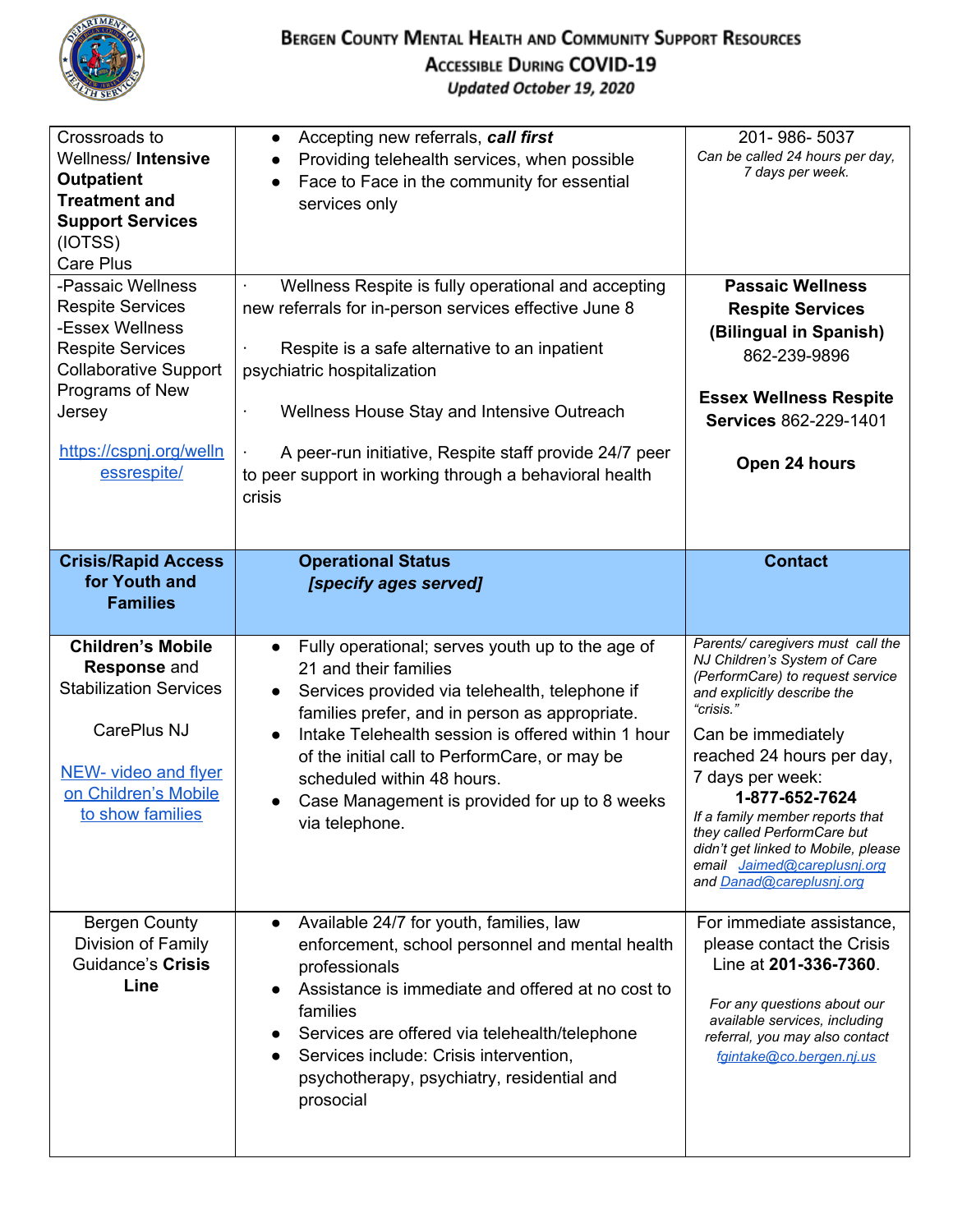# Bergen County Mental Health and Community Support Resources Accessible During COVID-19

*Updated October 19, 2020*

| | | |
|---|---|---|
| Crossroads to Wellness/ **Intensive Outpatient Treatment and Support Services** (IOTSS) Care Plus | • Accepting new referrals, ***call first***<br>• Providing telehealth services, when possible<br>• Face to Face in the community for essential services only | 201- 986- 5037<br>*Can be called 24 hours per day, 7 days per week.* |
| -Passaic Wellness Respite Services<br>-Essex Wellness Respite Services<br>Collaborative Support Programs of New Jersey<br><br>https://cspnj.org/wellnessrespite/ | · Wellness Respite is fully operational and accepting new referrals for in-person services effective June 8<br><br>· Respite is a safe alternative to an inpatient psychiatric hospitalization<br><br>· Wellness House Stay and Intensive Outreach<br><br>· A peer-run initiative, Respite staff provide 24/7 peer to peer support in working through a behavioral health crisis | **Passaic Wellness Respite Services (Bilingual in Spanish)** 862-239-9896<br><br>**Essex Wellness Respite Services** 862-229-1401<br><br>**Open 24 hours** |
| **Crisis/Rapid Access for Youth and Families** | **Operational Status** ***[specify ages served]*** | **Contact** |
| **Children's Mobile Response** and Stabilization Services<br><br>CarePlus NJ<br><br>NEW- video and flyer on Children's Mobile to show families | • Fully operational; serves youth up to the age of 21 and their families<br>• Services provided via telehealth, telephone if families prefer, and in person as appropriate.<br>• Intake Telehealth session is offered within 1 hour of the initial call to PerformCare, or may be scheduled within 48 hours.<br>• Case Management is provided for up to 8 weeks via telephone. | *Parents/ caregivers must call the NJ Children's System of Care (PerformCare) to request service and explicitly describe the "crisis."*<br>Can be immediately reached 24 hours per day, 7 days per week:<br>**1-877-652-7624**<br>*If a family member reports that they called PerformCare but didn't get linked to Mobile, please email Jaimed@careplusnj.org and Danad@careplusnj.org* |
| Bergen County Division of Family Guidance's **Crisis Line** | • Available 24/7 for youth, families, law enforcement, school personnel and mental health professionals<br>• Assistance is immediate and offered at no cost to families<br>• Services are offered via telehealth/telephone<br>• Services include: Crisis intervention, psychotherapy, psychiatry, residential and prosocial | For immediate assistance, please contact the Crisis Line at **201-336-7360**.<br><br>*For any questions about our available services, including referral, you may also contact fgintake@co.bergen.nj.us* |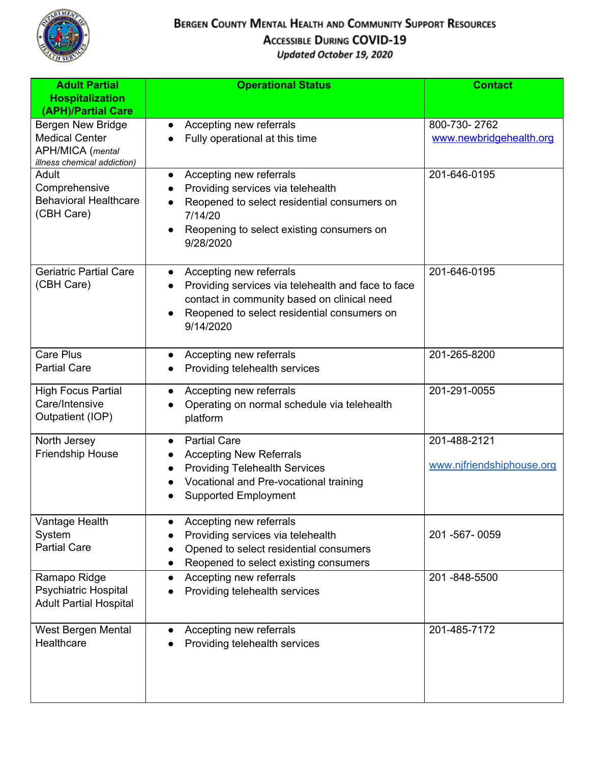# Bergen County Mental Health and Community Support Resources Accessible During COVID-19

*Updated October 19, 2020*

| Adult Partial Hospitalization (APH)/Partial Care | Operational Status | Contact |
|---|---|---|
| Bergen New Bridge Medical Center APH/MICA (*mental illness chemical addiction)* | • Accepting new referrals<br>• Fully operational at this time | 800-730- 2762<br>www.newbridgehealth.org |
| Adult Comprehensive Behavioral Healthcare (CBH Care) | • Accepting new referrals<br>• Providing services via telehealth<br>• Reopened to select residential consumers on 7/14/20<br>• Reopening to select existing consumers on 9/28/2020 | 201-646-0195 |
| Geriatric Partial Care (CBH Care) | • Accepting new referrals<br>• Providing services via telehealth and face to face contact in community based on clinical need<br>• Reopened to select residential consumers on 9/14/2020 | 201-646-0195 |
| Care Plus Partial Care | • Accepting new referrals<br>• Providing telehealth services | 201-265-8200 |
| High Focus Partial Care/Intensive Outpatient (IOP) | • Accepting new referrals<br>• Operating on normal schedule via telehealth platform | 201-291-0055 |
| North Jersey Friendship House | • Partial Care<br>• Accepting New Referrals<br>• Providing Telehealth Services<br>• Vocational and Pre-vocational training<br>• Supported Employment | 201-488-2121<br>www.njfriendshiphouse.org |
| Vantage Health System Partial Care | • Accepting new referrals<br>• Providing services via telehealth<br>• Opened to select residential consumers<br>• Reopened to select existing consumers | 201 -567- 0059 |
| Ramapo Ridge Psychiatric Hospital Adult Partial Hospital | • Accepting new referrals<br>• Providing telehealth services | 201 -848-5500 |
| West Bergen Mental Healthcare | • Accepting new referrals<br>• Providing telehealth services | 201-485-7172 |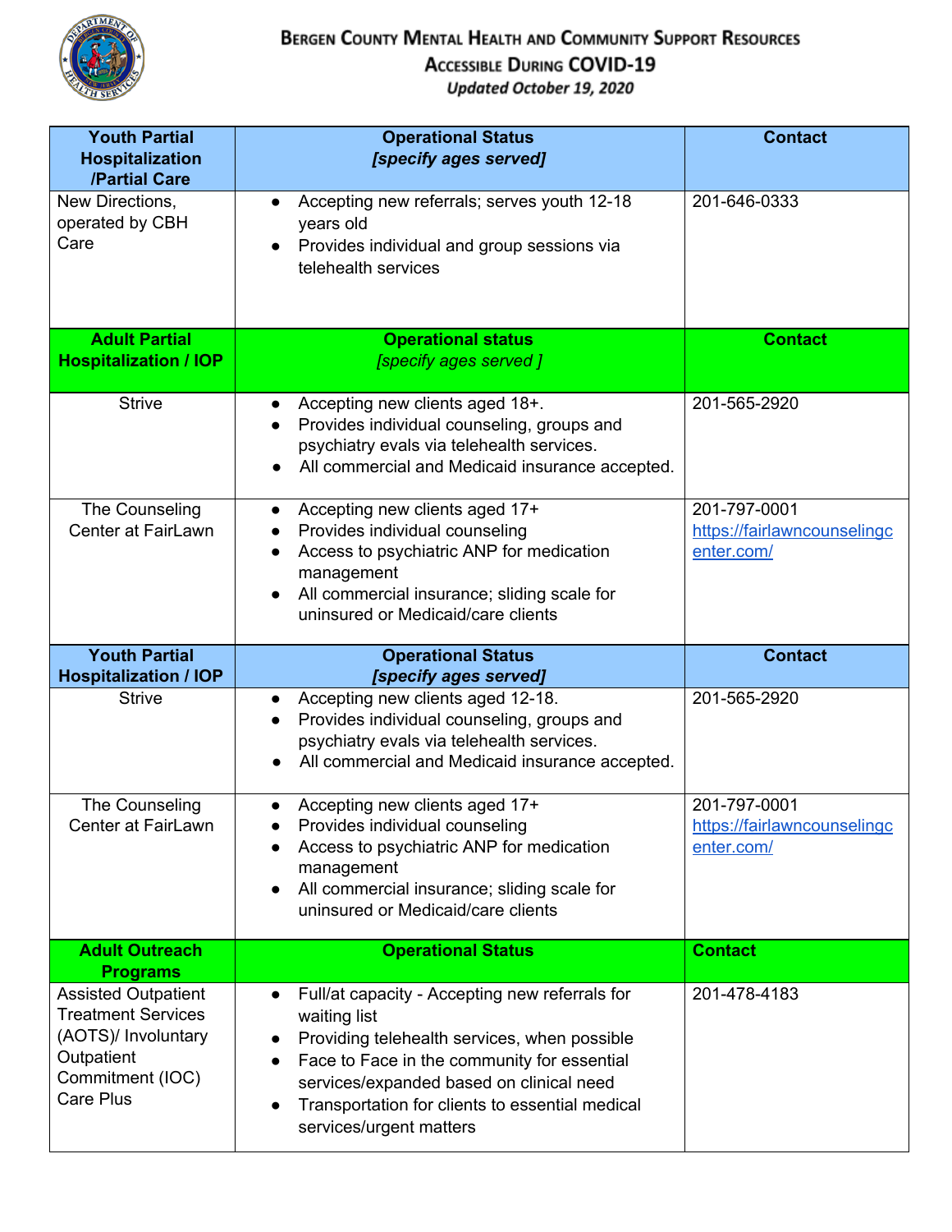# Bergen County Mental Health and Community Support Resources Accessible During COVID-19

*Updated October 19, 2020*

| Youth Partial Hospitalization /Partial Care | Operational Status *[specify ages served]* | Contact |
|---|---|---|
| New Directions, operated by CBH Care | • Accepting new referrals; serves youth 12-18 years old<br>• Provides individual and group sessions via telehealth services | 201-646-0333 |

| Adult Partial Hospitalization / IOP | Operational status *[specify ages served ]* | Contact |
|---|---|---|
| Strive | • Accepting new clients aged 18+.<br>• Provides individual counseling, groups and psychiatry evals via telehealth services.<br>• All commercial and Medicaid insurance accepted. | 201-565-2920 |
| The Counseling Center at FairLawn | • Accepting new clients aged 17+<br>• Provides individual counseling<br>• Access to psychiatric ANP for medication management<br>• All commercial insurance; sliding scale for uninsured or Medicaid/care clients | 201-797-0001<br>https://fairlawncounselingcenter.com/ |

| Youth Partial Hospitalization / IOP | Operational Status *[specify ages served]* | Contact |
|---|---|---|
| Strive | • Accepting new clients aged 12-18.<br>• Provides individual counseling, groups and psychiatry evals via telehealth services.<br>• All commercial and Medicaid insurance accepted. | 201-565-2920 |
| The Counseling Center at FairLawn | • Accepting new clients aged 17+<br>• Provides individual counseling<br>• Access to psychiatric ANP for medication management<br>• All commercial insurance; sliding scale for uninsured or Medicaid/care clients | 201-797-0001<br>https://fairlawncounselingcenter.com/ |

| Adult Outreach Programs | Operational Status | Contact |
|---|---|---|
| Assisted Outpatient Treatment Services (AOTS)/ Involuntary Outpatient Commitment (IOC) Care Plus | • Full/at capacity - Accepting new referrals for waiting list<br>• Providing telehealth services, when possible<br>• Face to Face in the community for essential services/expanded based on clinical need<br>• Transportation for clients to essential medical services/urgent matters | 201-478-4183 |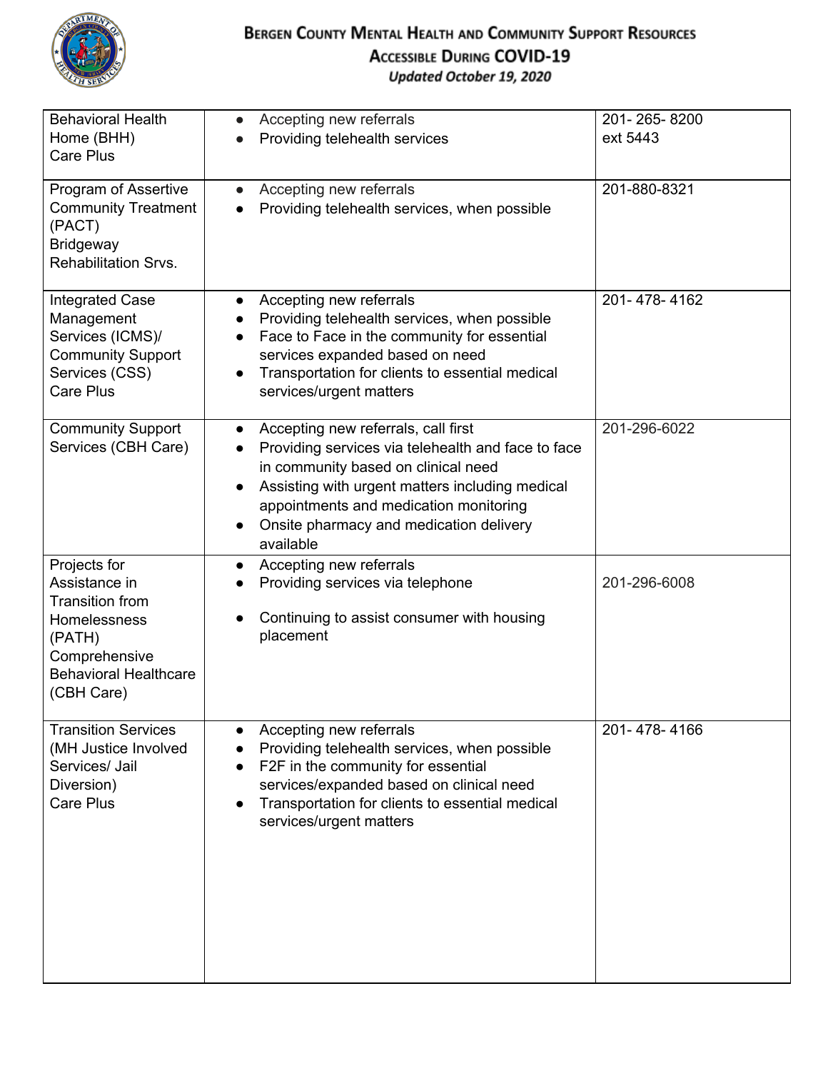# Bergen County Mental Health and Community Support Resources Accessible During COVID-19

*Updated October 19, 2020*

| | | |
|---|---|---|
| Behavioral Health Home (BHH) Care Plus | • Accepting new referrals<br>• Providing telehealth services | 201- 265- 8200 ext 5443 |
| Program of Assertive Community Treatment (PACT) Bridgeway Rehabilitation Srvs. | • Accepting new referrals<br>• Providing telehealth services, when possible | 201-880-8321 |
| Integrated Case Management Services (ICMS)/ Community Support Services (CSS) Care Plus | • Accepting new referrals<br>• Providing telehealth services, when possible<br>• Face to Face in the community for essential services expanded based on need<br>• Transportation for clients to essential medical services/urgent matters | 201- 478- 4162 |
| Community Support Services (CBH Care) | • Accepting new referrals, call first<br>• Providing services via telehealth and face to face in community based on clinical need<br>• Assisting with urgent matters including medical appointments and medication monitoring<br>• Onsite pharmacy and medication delivery available | 201-296-6022 |
| Projects for Assistance in Transition from Homelessness (PATH) Comprehensive Behavioral Healthcare (CBH Care) | • Accepting new referrals<br>• Providing services via telephone<br>• Continuing to assist consumer with housing placement | 201-296-6008 |
| Transition Services (MH Justice Involved Services/ Jail Diversion) Care Plus | • Accepting new referrals<br>• Providing telehealth services, when possible<br>• F2F in the community for essential services/expanded based on clinical need<br>• Transportation for clients to essential medical services/urgent matters | 201- 478- 4166 |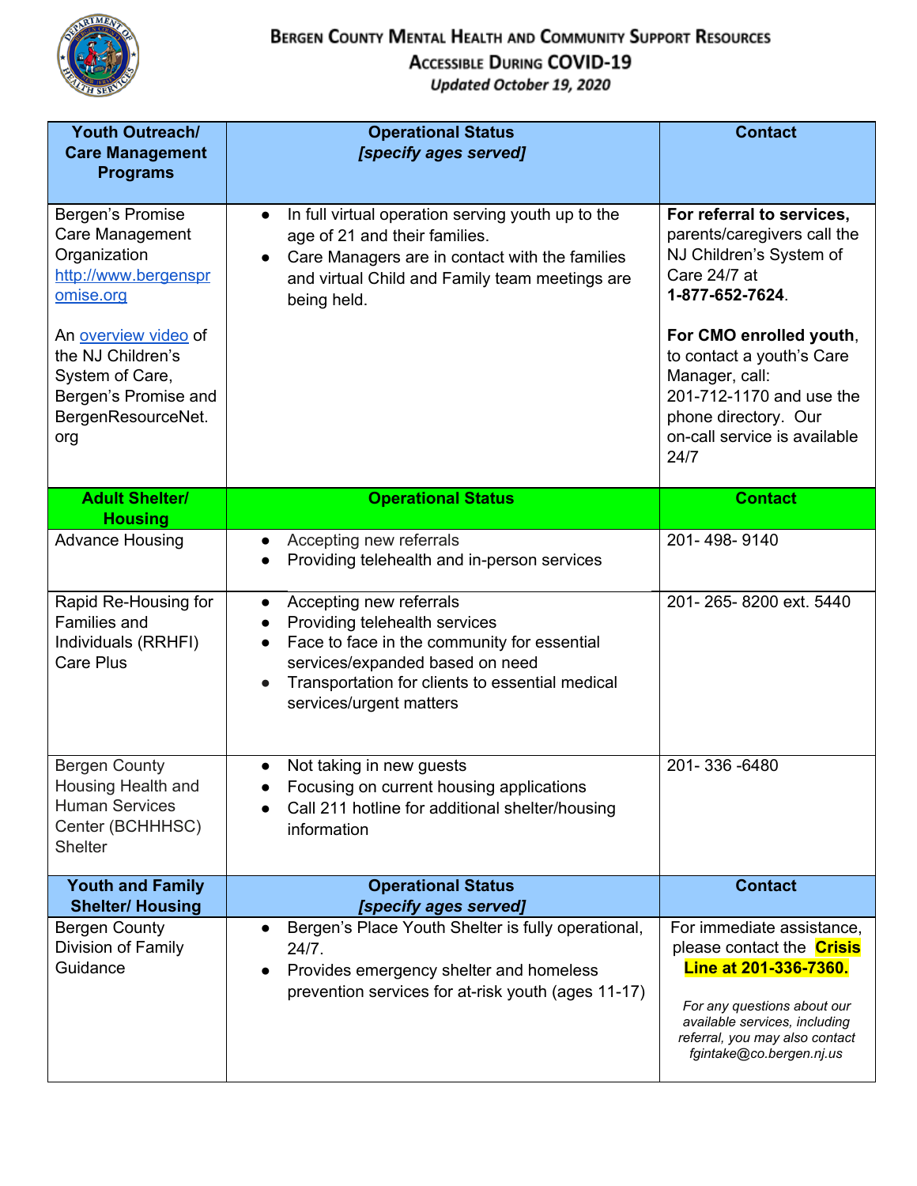# Bergen County Mental Health and Community Support Resources Accessible During COVID-19

*Updated October 19, 2020*

| Youth Outreach/ Care Management Programs | Operational Status *[specify ages served]* | Contact |
|---|---|---|
| Bergen's Promise Care Management Organization http://www.bergenspromise.org<br><br>An overview video of the NJ Children's System of Care, Bergen's Promise and BergenResourceNet.org | • In full virtual operation serving youth up to the age of 21 and their families.<br>• Care Managers are in contact with the families and virtual Child and Family team meetings are being held. | **For referral to services,** parents/caregivers call the NJ Children's System of Care 24/7 at **1-877-652-7624**.<br><br>**For CMO enrolled youth**, to contact a youth's Care Manager, call: 201-712-1170 and use the phone directory. Our on-call service is available 24/7 |
| **Adult Shelter/ Housing** | **Operational Status** | **Contact** |
| Advance Housing | • Accepting new referrals<br>• Providing telehealth and in-person services | 201- 498- 9140 |
| Rapid Re-Housing for Families and Individuals (RRHFI) Care Plus | • Accepting new referrals<br>• Providing telehealth services<br>• Face to face in the community for essential services/expanded based on need<br>• Transportation for clients to essential medical services/urgent matters | 201- 265- 8200 ext. 5440 |
| Bergen County Housing Health and Human Services Center (BCHHHSC) Shelter | • Not taking in new guests<br>• Focusing on current housing applications<br>• Call 211 hotline for additional shelter/housing information | 201- 336 -6480 |
| **Youth and Family Shelter/ Housing** | **Operational Status** *[specify ages served]* | **Contact** |
| Bergen County Division of Family Guidance | • Bergen's Place Youth Shelter is fully operational, 24/7.<br>• Provides emergency shelter and homeless prevention services for at-risk youth (ages 11-17) | For immediate assistance, please contact the **Crisis Line at 201-336-7360.**<br><br>*For any questions about our available services, including referral, you may also contact fgintake@co.bergen.nj.us* |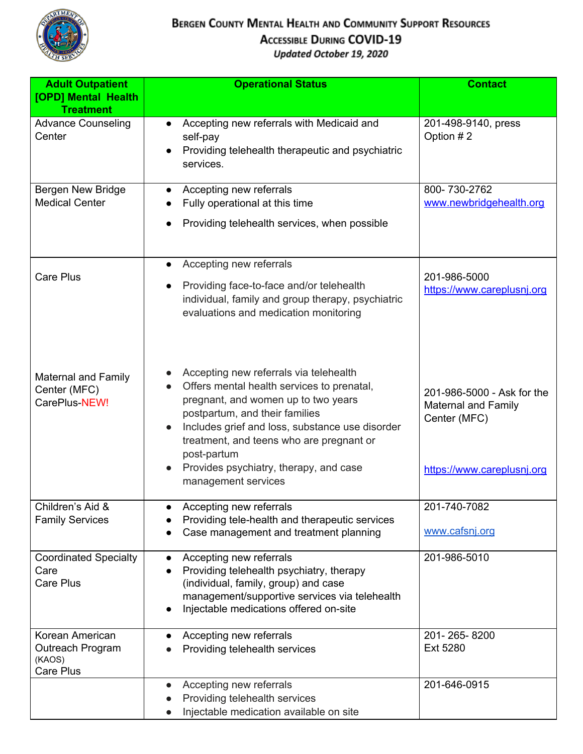# Bergen County Mental Health and Community Support Resources Accessible During COVID-19

*Updated October 19, 2020*

| Adult Outpatient [OPD] Mental Health Treatment | Operational Status | Contact |
|---|---|---|
| Advance Counseling Center | • Accepting new referrals with Medicaid and self-pay<br>• Providing telehealth therapeutic and psychiatric services. | 201-498-9140, press Option # 2 |
| Bergen New Bridge Medical Center | • Accepting new referrals<br>• Fully operational at this time<br>• Providing telehealth services, when possible | 800- 730-2762<br>www.newbridgehealth.org |
| Care Plus | • Accepting new referrals<br>• Providing face-to-face and/or telehealth individual, family and group therapy, psychiatric evaluations and medication monitoring | 201-986-5000<br>https://www.careplusnj.org |
| Maternal and Family Center (MFC) CarePlus-NEW! | • Accepting new referrals via telehealth<br>• Offers mental health services to prenatal, pregnant, and women up to two years postpartum, and their families<br>• Includes grief and loss, substance use disorder treatment, and teens who are pregnant or post-partum<br>• Provides psychiatry, therapy, and case management services | 201-986-5000 - Ask for the Maternal and Family Center (MFC)<br>https://www.careplusnj.org |
| Children's Aid & Family Services | • Accepting new referrals<br>• Providing tele-health and therapeutic services<br>• Case management and treatment planning | 201-740-7082<br>www.cafsnj.org |
| Coordinated Specialty Care<br>Care Plus | • Accepting new referrals<br>• Providing telehealth psychiatry, therapy (individual, family, group) and case management/supportive services via telehealth<br>• Injectable medications offered on-site | 201-986-5010 |
| Korean American Outreach Program (KAOS)<br>Care Plus | • Accepting new referrals<br>• Providing telehealth services | 201- 265- 8200<br>Ext 5280 |
| | • Accepting new referrals<br>• Providing telehealth services<br>• Injectable medication available on site | 201-646-0915 |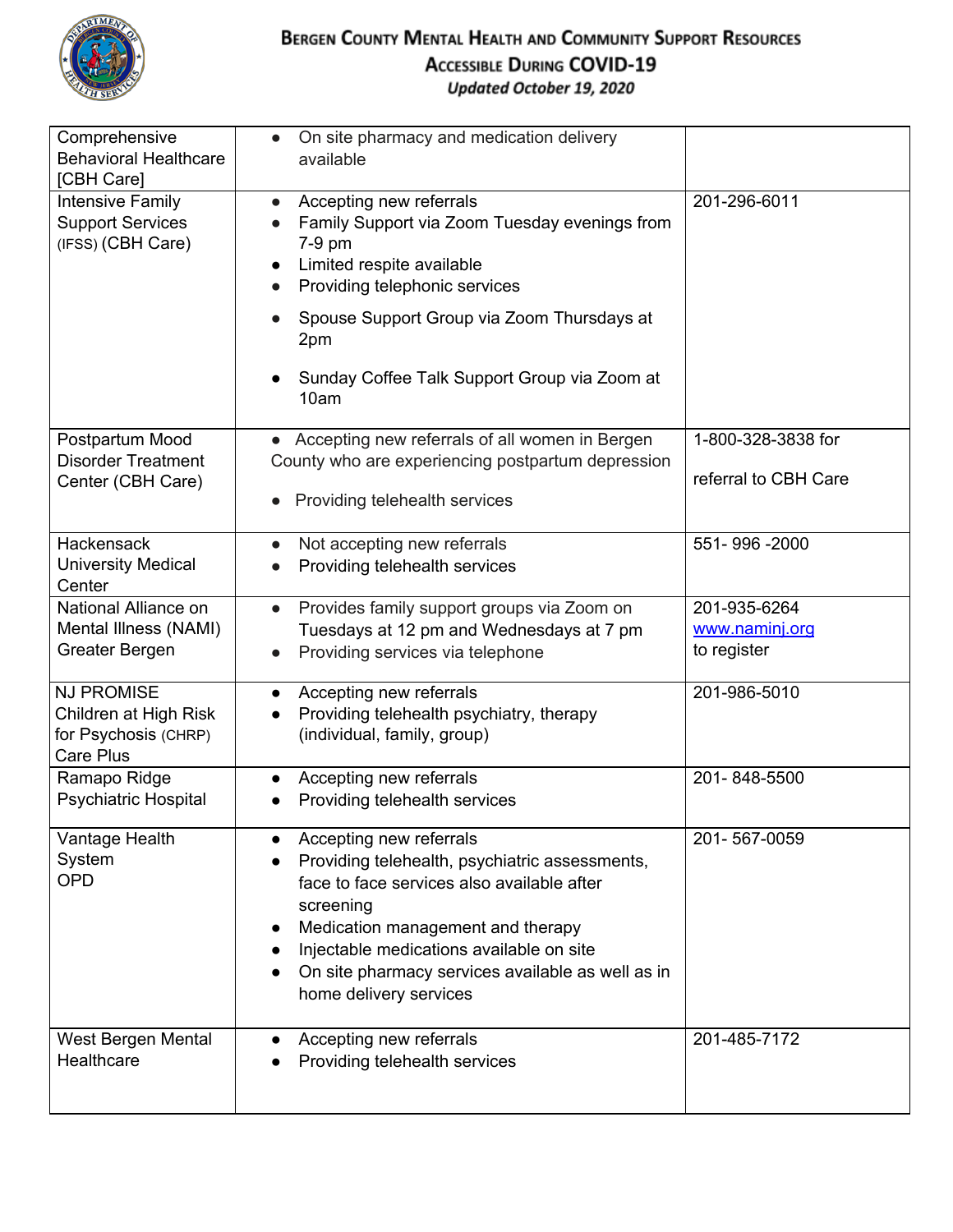# Bergen County Mental Health and Community Support Resources Accessible During COVID-19

***Updated October 19, 2020***

| | | |
|---|---|---|
| Comprehensive Behavioral Healthcare [CBH Care] | • On site pharmacy and medication delivery available | |
| Intensive Family Support Services (IFSS) (CBH Care) | • Accepting new referrals<br>• Family Support via Zoom Tuesday evenings from 7-9 pm<br>• Limited respite available<br>• Providing telephonic services<br>• Spouse Support Group via Zoom Thursdays at 2pm<br>• Sunday Coffee Talk Support Group via Zoom at 10am | 201-296-6011 |
| Postpartum Mood Disorder Treatment Center (CBH Care) | • Accepting new referrals of all women in Bergen County who are experiencing postpartum depression<br>• Providing telehealth services | 1-800-328-3838 for referral to CBH Care |
| Hackensack University Medical Center | • Not accepting new referrals<br>• Providing telehealth services | 551- 996 -2000 |
| National Alliance on Mental Illness (NAMI) Greater Bergen | • Provides family support groups via Zoom on Tuesdays at 12 pm and Wednesdays at 7 pm<br>• Providing services via telephone | 201-935-6264<br>www.naminj.org to register |
| NJ PROMISE Children at High Risk for Psychosis (CHRP) Care Plus | • Accepting new referrals<br>• Providing telehealth psychiatry, therapy (individual, family, group) | 201-986-5010 |
| Ramapo Ridge Psychiatric Hospital | • Accepting new referrals<br>• Providing telehealth services | 201- 848-5500 |
| Vantage Health System OPD | • Accepting new referrals<br>• Providing telehealth, psychiatric assessments, face to face services also available after screening<br>• Medication management and therapy<br>• Injectable medications available on site<br>• On site pharmacy services available as well as in home delivery services | 201- 567-0059 |
| West Bergen Mental Healthcare | • Accepting new referrals<br>• Providing telehealth services | 201-485-7172 |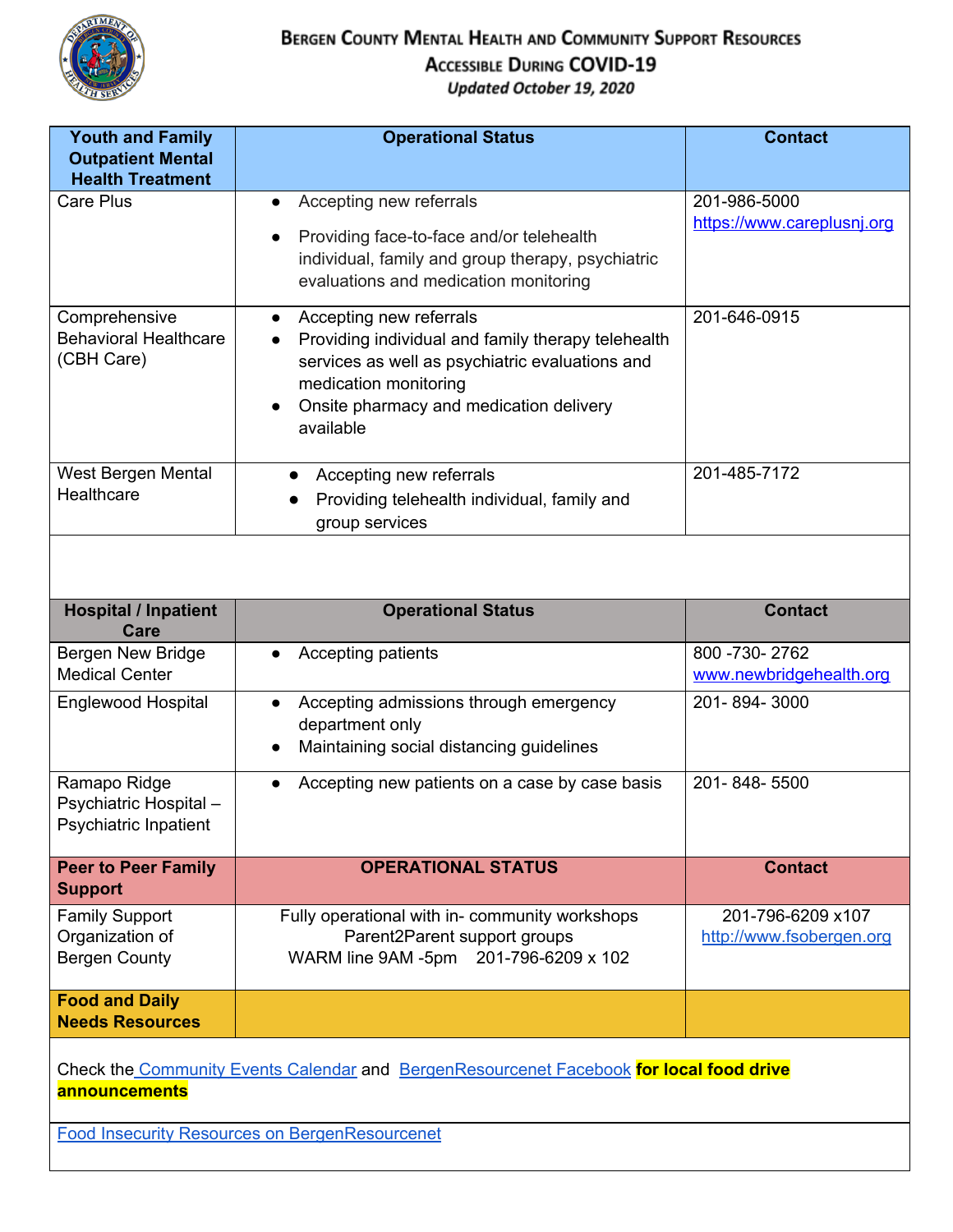# Bergen County Mental Health and Community Support Resources Accessible During COVID-19

*Updated October 19, 2020*

| Youth and Family Outpatient Mental Health Treatment | Operational Status | Contact |
|---|---|---|
| Care Plus | • Accepting new referrals<br>• Providing face-to-face and/or telehealth individual, family and group therapy, psychiatric evaluations and medication monitoring | 201-986-5000<br>https://www.careplusnj.org |
| Comprehensive Behavioral Healthcare (CBH Care) | • Accepting new referrals<br>• Providing individual and family therapy telehealth services as well as psychiatric evaluations and medication monitoring<br>• Onsite pharmacy and medication delivery available | 201-646-0915 |
| West Bergen Mental Healthcare | • Accepting new referrals<br>• Providing telehealth individual, family and group services | 201-485-7172 |

| Hospital / Inpatient Care | Operational Status | Contact |
|---|---|---|
| Bergen New Bridge Medical Center | • Accepting patients | 800 -730- 2762<br>www.newbridgehealth.org |
| Englewood Hospital | • Accepting admissions through emergency department only<br>• Maintaining social distancing guidelines | 201- 894- 3000 |
| Ramapo Ridge Psychiatric Hospital – Psychiatric Inpatient | • Accepting new patients on a case by case basis | 201- 848- 5500 |

| Peer to Peer Family Support | OPERATIONAL STATUS | Contact |
|---|---|---|
| Family Support Organization of Bergen County | Fully operational with in- community workshops<br>Parent2Parent support groups<br>WARM line 9AM -5pm 201-796-6209 x 102 | 201-796-6209 x107<br>http://www.fsobergen.org |

| Food and Daily Needs Resources | | |
|---|---|---|
| Check the Community Events Calendar and BergenResourcenet Facebook **for local food drive announcements** | | |
| Food Insecurity Resources on BergenResourcenet | | |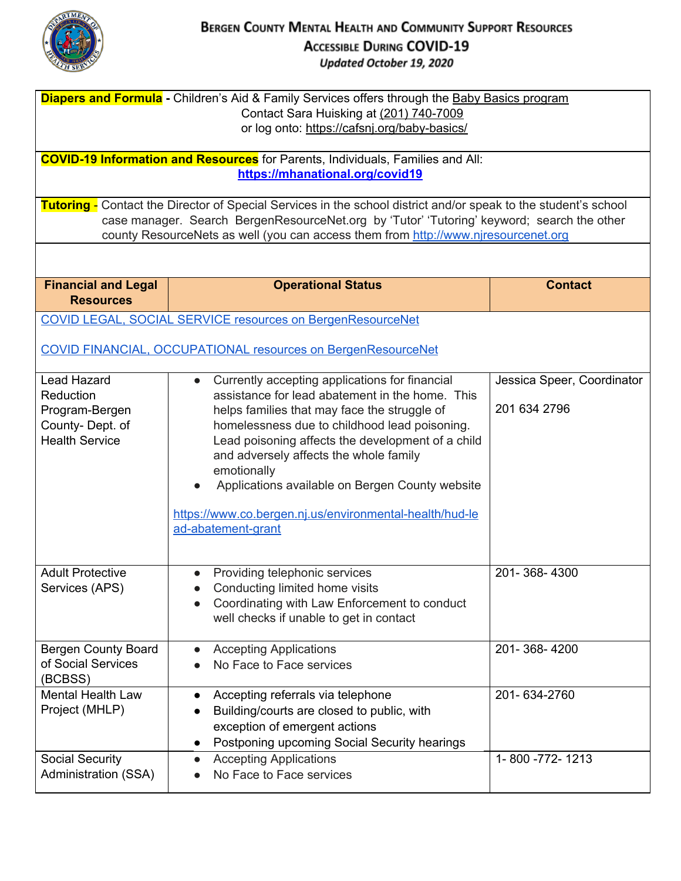# Bergen County Mental Health and Community Support Resources Accessible During COVID-19

*Updated October 19, 2020*

**Diapers and Formula** - Children's Aid & Family Services offers through the Baby Basics program
Contact Sara Huisking at (201) 740-7009
or log onto: https://cafsnj.org/baby-basics/

**COVID-19 Information and Resources** for Parents, Individuals, Families and All:
**https://mhanational.org/covid19**

**Tutoring** - Contact the Director of Special Services in the school district and/or speak to the student's school case manager. Search BergenResourceNet.org by 'Tutor' 'Tutoring' keyword; search the other county ResourceNets as well (you can access them from http://www.njresourcenet.org

| Financial and Legal Resources | Operational Status | Contact |
|---|---|---|
| COVID LEGAL, SOCIAL SERVICE resources on BergenResourceNet<br><br>COVID FINANCIAL, OCCUPATIONAL resources on BergenResourceNet | | |
| Lead Hazard Reduction Program-Bergen County- Dept. of Health Service | • Currently accepting applications for financial assistance for lead abatement in the home. This helps families that may face the struggle of homelessness due to childhood lead poisoning. Lead poisoning affects the development of a child and adversely affects the whole family emotionally<br>• Applications available on Bergen County website<br><br>https://www.co.bergen.nj.us/environmental-health/hud-lead-abatement-grant | Jessica Speer, Coordinator<br><br>201 634 2796 |
| Adult Protective Services (APS) | • Providing telephonic services<br>• Conducting limited home visits<br>• Coordinating with Law Enforcement to conduct well checks if unable to get in contact | 201- 368- 4300 |
| Bergen County Board of Social Services (BCBSS) | • Accepting Applications<br>• No Face to Face services | 201- 368- 4200 |
| Mental Health Law Project (MHLP) | • Accepting referrals via telephone<br>• Building/courts are closed to public, with exception of emergent actions<br>• Postponing upcoming Social Security hearings | 201- 634-2760 |
| Social Security Administration (SSA) | • Accepting Applications<br>• No Face to Face services | 1- 800 -772- 1213 |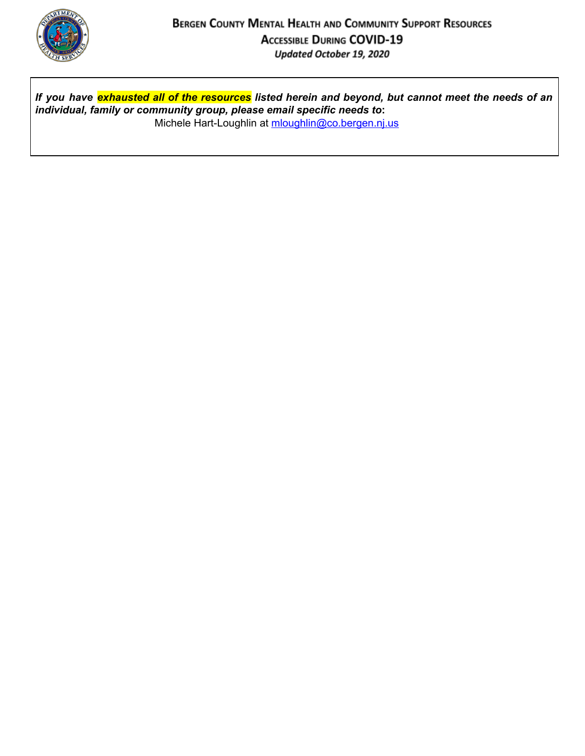***If you have exhausted all of the resources listed herein and beyond, but cannot meet the needs of an individual, family or community group, please email specific needs to*:**

Michele Hart-Loughlin at mloughlin@co.bergen.nj.us